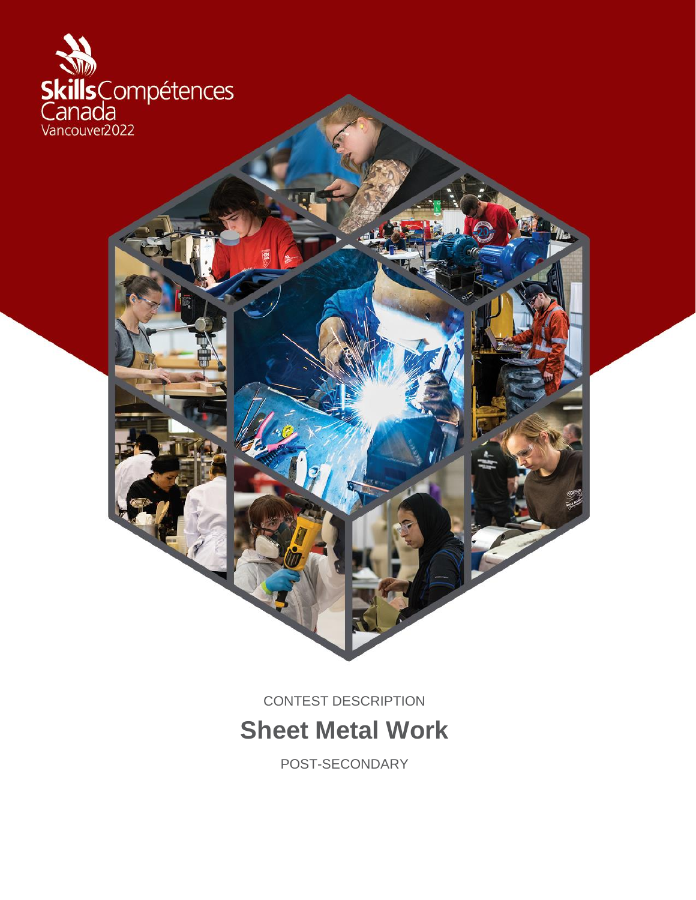Skills Compétences Canada
Vancouver2022

CONTEST DESCRIPTION

# Sheet Metal Work

POST-SECONDARY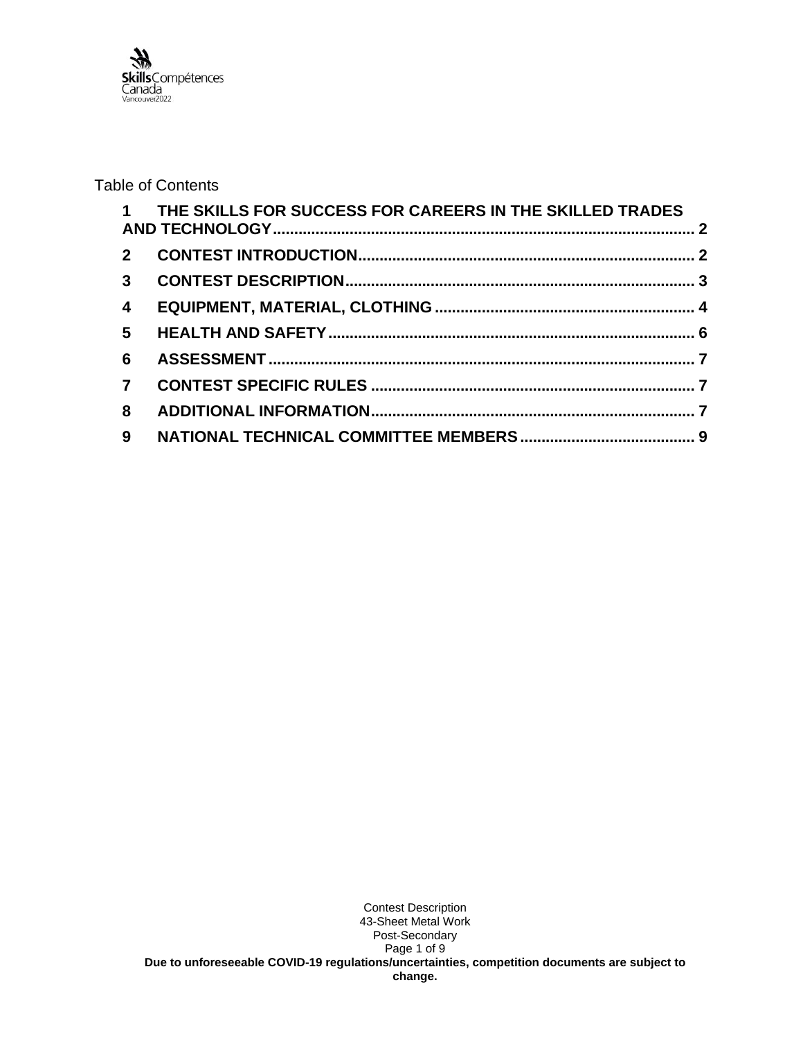Table of Contents

| | | |
|---|---|---|
| **1** | **THE SKILLS FOR SUCCESS FOR CAREERS IN THE SKILLED TRADES AND TECHNOLOGY** | **2** |
| **2** | **CONTEST INTRODUCTION** | **2** |
| **3** | **CONTEST DESCRIPTION** | **3** |
| **4** | **EQUIPMENT, MATERIAL, CLOTHING** | **4** |
| **5** | **HEALTH AND SAFETY** | **6** |
| **6** | **ASSESSMENT** | **7** |
| **7** | **CONTEST SPECIFIC RULES** | **7** |
| **8** | **ADDITIONAL INFORMATION** | **7** |
| **9** | **NATIONAL TECHNICAL COMMITTEE MEMBERS** | **9** |

**Due to unforeseeable COVID-19 regulations/uncertainties, competition documents are subject to change.**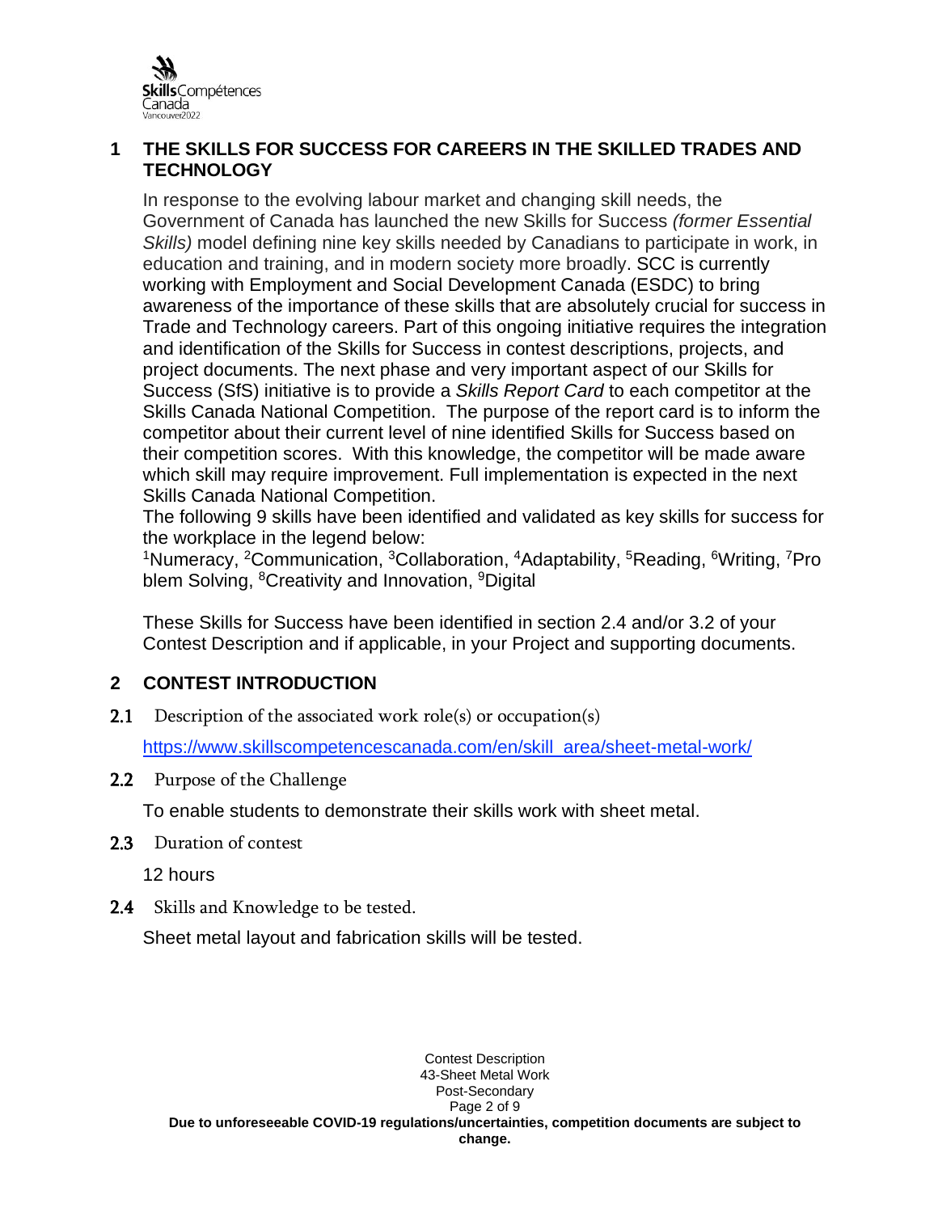## 1 THE SKILLS FOR SUCCESS FOR CAREERS IN THE SKILLED TRADES AND TECHNOLOGY

In response to the evolving labour market and changing skill needs, the Government of Canada has launched the new Skills for Success *(former Essential Skills)* model defining nine key skills needed by Canadians to participate in work, in education and training, and in modern society more broadly. SCC is currently working with Employment and Social Development Canada (ESDC) to bring awareness of the importance of these skills that are absolutely crucial for success in Trade and Technology careers. Part of this ongoing initiative requires the integration and identification of the Skills for Success in contest descriptions, projects, and project documents. The next phase and very important aspect of our Skills for Success (SfS) initiative is to provide a *Skills Report Card* to each competitor at the Skills Canada National Competition. The purpose of the report card is to inform the competitor about their current level of nine identified Skills for Success based on their competition scores. With this knowledge, the competitor will be made aware which skill may require improvement. Full implementation is expected in the next Skills Canada National Competition.

The following 9 skills have been identified and validated as key skills for success for the workplace in the legend below:

[1]Numeracy, [2]Communication, [3]Collaboration, [4]Adaptability, [5]Reading, [6]Writing, [7]Problem Solving, [8]Creativity and Innovation, [9]Digital

These Skills for Success have been identified in section 2.4 and/or 3.2 of your Contest Description and if applicable, in your Project and supporting documents.

## 2 CONTEST INTRODUCTION

### 2.1 Description of the associated work role(s) or occupation(s)

https://www.skillscompetencescanada.com/en/skill_area/sheet-metal-work/

### 2.2 Purpose of the Challenge

To enable students to demonstrate their skills work with sheet metal.

### 2.3 Duration of contest

12 hours

### 2.4 Skills and Knowledge to be tested.

Sheet metal layout and fabrication skills will be tested.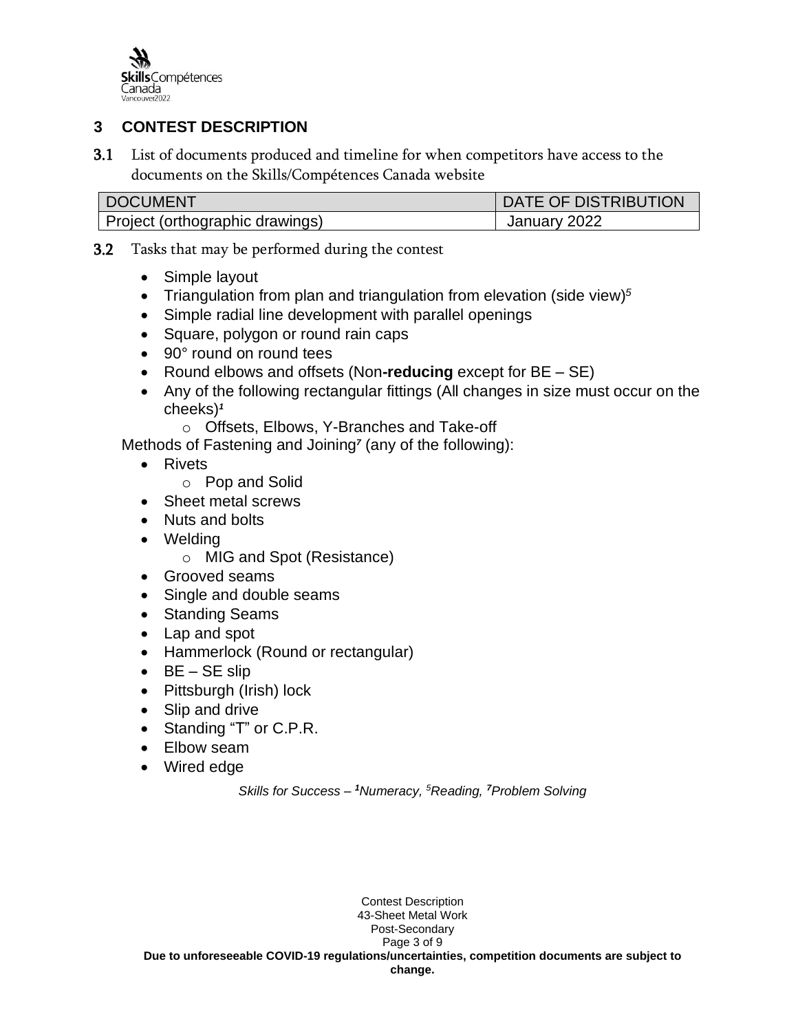## 3 CONTEST DESCRIPTION

**3.1** List of documents produced and timeline for when competitors have access to the documents on the Skills/Compétences Canada website

| DOCUMENT | DATE OF DISTRIBUTION |
| --- | --- |
| Project (orthographic drawings) | January 2022 |

**3.2** Tasks that may be performed during the contest

- Simple layout
- Triangulation from plan and triangulation from elevation (side view)[5]
- Simple radial line development with parallel openings
- Square, polygon or round rain caps
- 90° round on round tees
- Round elbows and offsets (Non**-reducing** except for BE – SE)
- Any of the following rectangular fittings (All changes in size must occur on the cheeks)[1]
    - Offsets, Elbows, Y-Branches and Take-off

Methods of Fastening and Joining[7] (any of the following):

- Rivets
    - Pop and Solid
- Sheet metal screws
- Nuts and bolts
- Welding
    - MIG and Spot (Resistance)
- Grooved seams
- Single and double seams
- Standing Seams
- Lap and spot
- Hammerlock (Round or rectangular)
- BE – SE slip
- Pittsburgh (Irish) lock
- Slip and drive
- Standing "T" or C.P.R.
- Elbow seam
- Wired edge

*Skills for Success – [1]Numeracy, [5]Reading, [7]Problem Solving*

**Due to unforeseeable COVID-19 regulations/uncertainties, competition documents are subject to change.**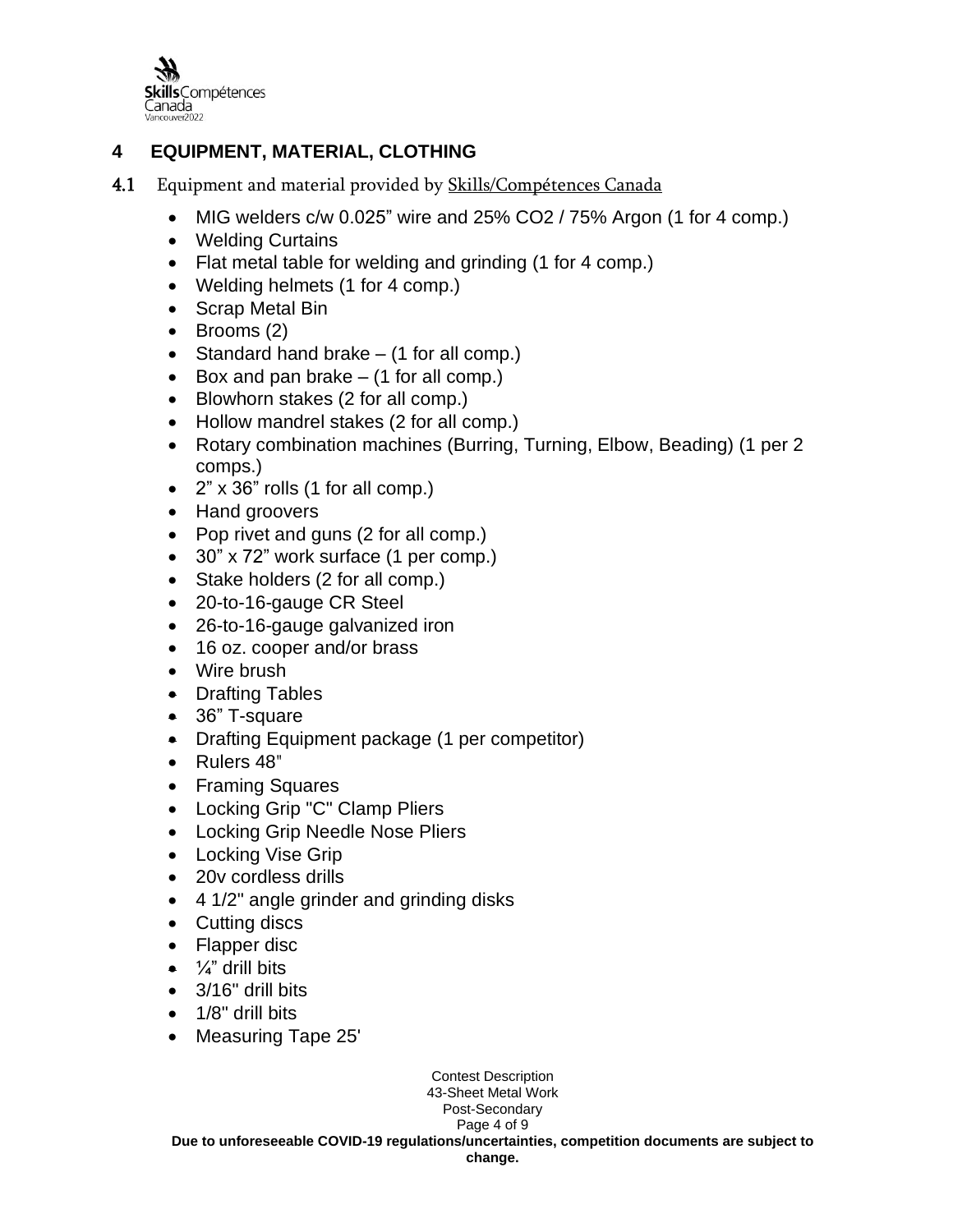## 4 EQUIPMENT, MATERIAL, CLOTHING

**4.1** Equipment and material provided by Skills/Compétences Canada

- MIG welders c/w 0.025" wire and 25% CO2 / 75% Argon (1 for 4 comp.)
- Welding Curtains
- Flat metal table for welding and grinding (1 for 4 comp.)
- Welding helmets (1 for 4 comp.)
- Scrap Metal Bin
- Brooms (2)
- Standard hand brake – (1 for all comp.)
- Box and pan brake – (1 for all comp.)
- Blowhorn stakes (2 for all comp.)
- Hollow mandrel stakes (2 for all comp.)
- Rotary combination machines (Burring, Turning, Elbow, Beading) (1 per 2 comps.)
- 2" x 36" rolls (1 for all comp.)
- Hand groovers
- Pop rivet and guns (2 for all comp.)
- 30" x 72" work surface (1 per comp.)
- Stake holders (2 for all comp.)
- 20-to-16-gauge CR Steel
- 26-to-16-gauge galvanized iron
- 16 oz. cooper and/or brass
- Wire brush
- Drafting Tables
- 36" T-square
- Drafting Equipment package (1 per competitor)
- Rulers 48"
- Framing Squares
- Locking Grip "C" Clamp Pliers
- Locking Grip Needle Nose Pliers
- Locking Vise Grip
- 20v cordless drills
- 4 1/2" angle grinder and grinding disks
- Cutting discs
- Flapper disc
- ¼" drill bits
- 3/16" drill bits
- 1/8" drill bits
- Measuring Tape 25'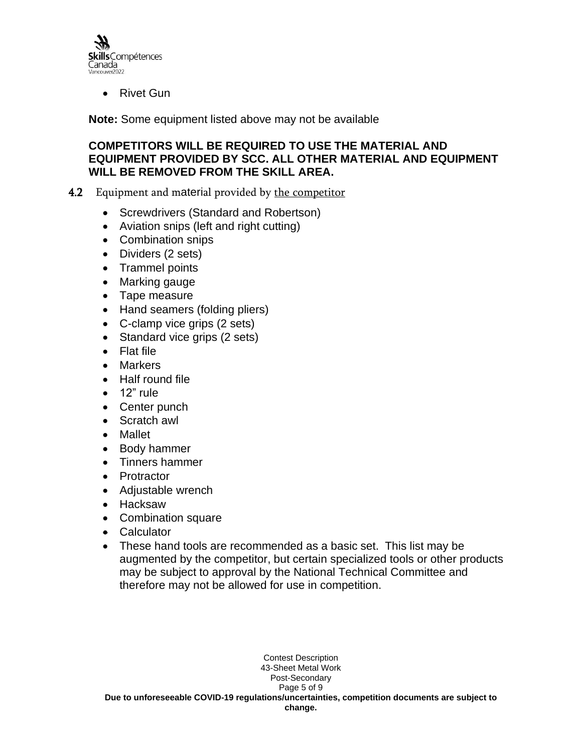- Rivet Gun

**Note:** Some equipment listed above may not be available

**COMPETITORS WILL BE REQUIRED TO USE THE MATERIAL AND EQUIPMENT PROVIDED BY SCC. ALL OTHER MATERIAL AND EQUIPMENT WILL BE REMOVED FROM THE SKILL AREA.**

### 4.2 Equipment and material provided by the competitor

- Screwdrivers (Standard and Robertson)
- Aviation snips (left and right cutting)
- Combination snips
- Dividers (2 sets)
- Trammel points
- Marking gauge
- Tape measure
- Hand seamers (folding pliers)
- C-clamp vice grips (2 sets)
- Standard vice grips (2 sets)
- Flat file
- Markers
- Half round file
- 12" rule
- Center punch
- Scratch awl
- Mallet
- Body hammer
- Tinners hammer
- Protractor
- Adjustable wrench
- Hacksaw
- Combination square
- Calculator
- These hand tools are recommended as a basic set. This list may be augmented by the competitor, but certain specialized tools or other products may be subject to approval by the National Technical Committee and therefore may not be allowed for use in competition.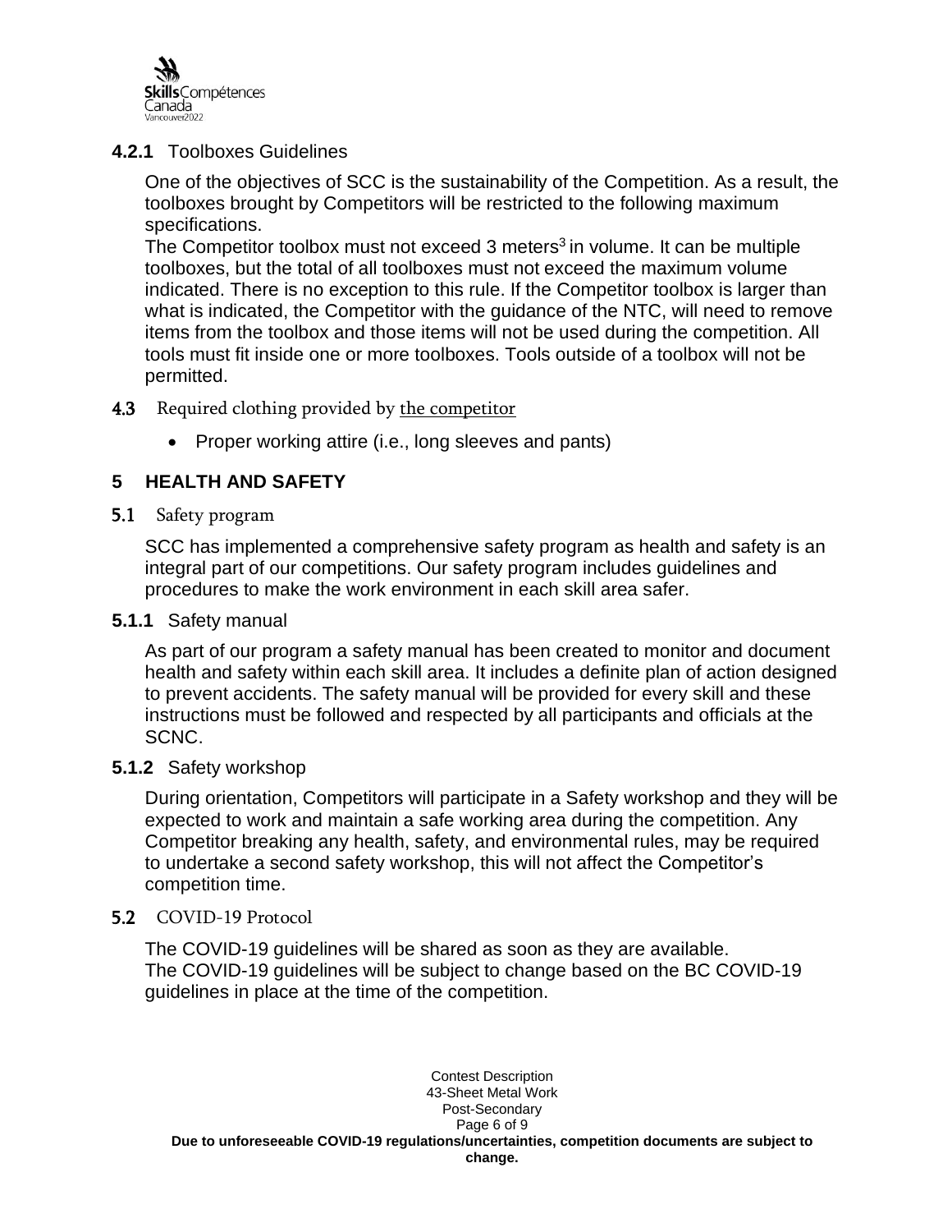#### 4.2.1 Toolboxes Guidelines

One of the objectives of SCC is the sustainability of the Competition. As a result, the toolboxes brought by Competitors will be restricted to the following maximum specifications.

The Competitor toolbox must not exceed 3 meters$^3$ in volume. It can be multiple toolboxes, but the total of all toolboxes must not exceed the maximum volume indicated. There is no exception to this rule. If the Competitor toolbox is larger than what is indicated, the Competitor with the guidance of the NTC, will need to remove items from the toolbox and those items will not be used during the competition. All tools must fit inside one or more toolboxes. Tools outside of a toolbox will not be permitted.

### 4.3 Required clothing provided by the competitor

- Proper working attire (i.e., long sleeves and pants)

## 5 HEALTH AND SAFETY

### 5.1 Safety program

SCC has implemented a comprehensive safety program as health and safety is an integral part of our competitions. Our safety program includes guidelines and procedures to make the work environment in each skill area safer.

#### 5.1.1 Safety manual

As part of our program a safety manual has been created to monitor and document health and safety within each skill area. It includes a definite plan of action designed to prevent accidents. The safety manual will be provided for every skill and these instructions must be followed and respected by all participants and officials at the SCNC.

#### 5.1.2 Safety workshop

During orientation, Competitors will participate in a Safety workshop and they will be expected to work and maintain a safe working area during the competition. Any Competitor breaking any health, safety, and environmental rules, may be required to undertake a second safety workshop, this will not affect the Competitor's competition time.

### 5.2 COVID-19 Protocol

The COVID-19 guidelines will be shared as soon as they are available.
The COVID-19 guidelines will be subject to change based on the BC COVID-19 guidelines in place at the time of the competition.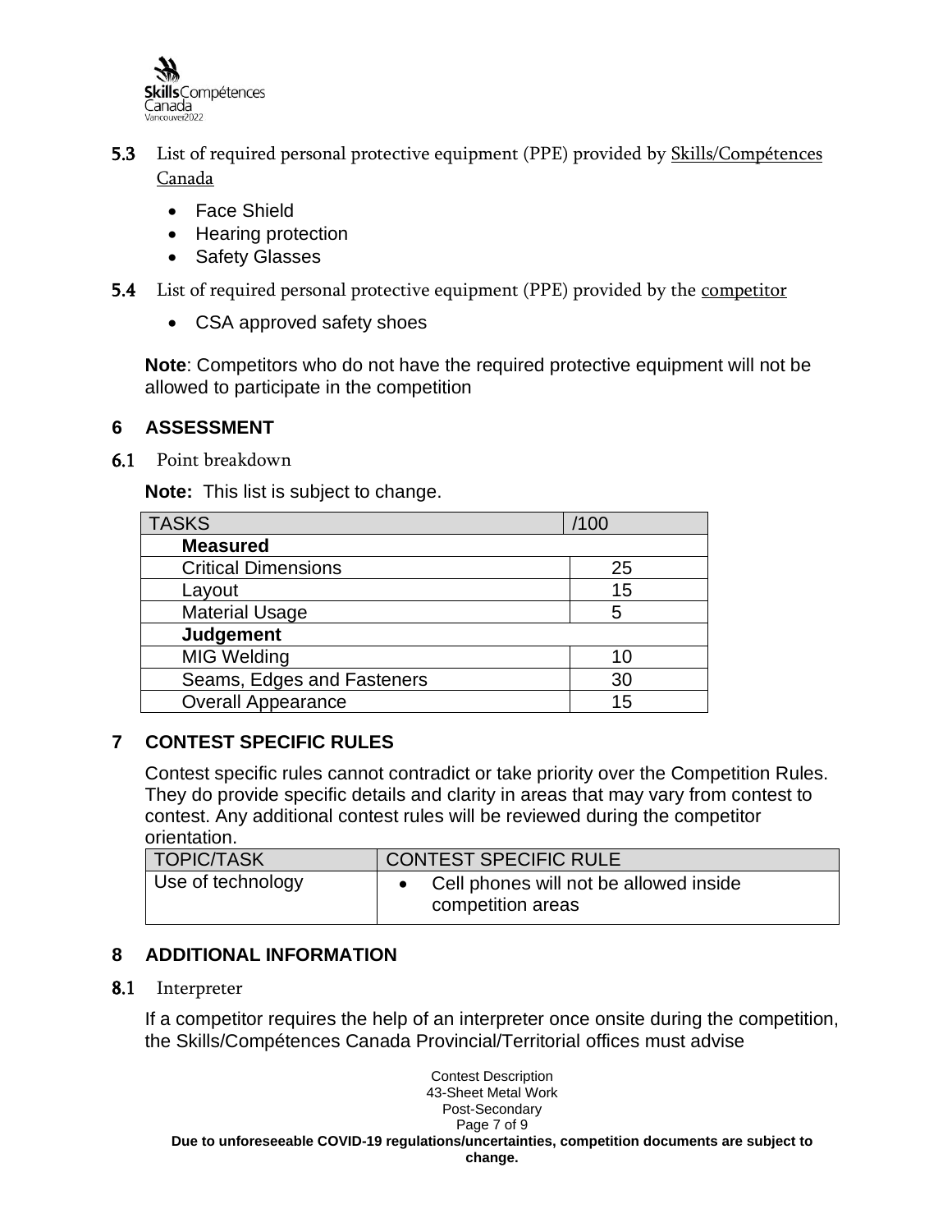### 5.3 List of required personal protective equipment (PPE) provided by Skills/Compétences Canada

- Face Shield
- Hearing protection
- Safety Glasses

### 5.4 List of required personal protective equipment (PPE) provided by the competitor

- CSA approved safety shoes

**Note**: Competitors who do not have the required protective equipment will not be allowed to participate in the competition

## 6 ASSESSMENT

### 6.1 Point breakdown

**Note:** This list is subject to change.

| TASKS | /100 |
|---|---|
| **Measured** | |
| Critical Dimensions | 25 |
| Layout | 15 |
| Material Usage | 5 |
| **Judgement** | |
| MIG Welding | 10 |
| Seams, Edges and Fasteners | 30 |
| Overall Appearance | 15 |

## 7 CONTEST SPECIFIC RULES

Contest specific rules cannot contradict or take priority over the Competition Rules. They do provide specific details and clarity in areas that may vary from contest to contest. Any additional contest rules will be reviewed during the competitor orientation.

| TOPIC/TASK | CONTEST SPECIFIC RULE |
|---|---|
| Use of technology | • Cell phones will not be allowed inside competition areas |

## 8 ADDITIONAL INFORMATION

### 8.1 Interpreter

If a competitor requires the help of an interpreter once onsite during the competition, the Skills/Compétences Canada Provincial/Territorial offices must advise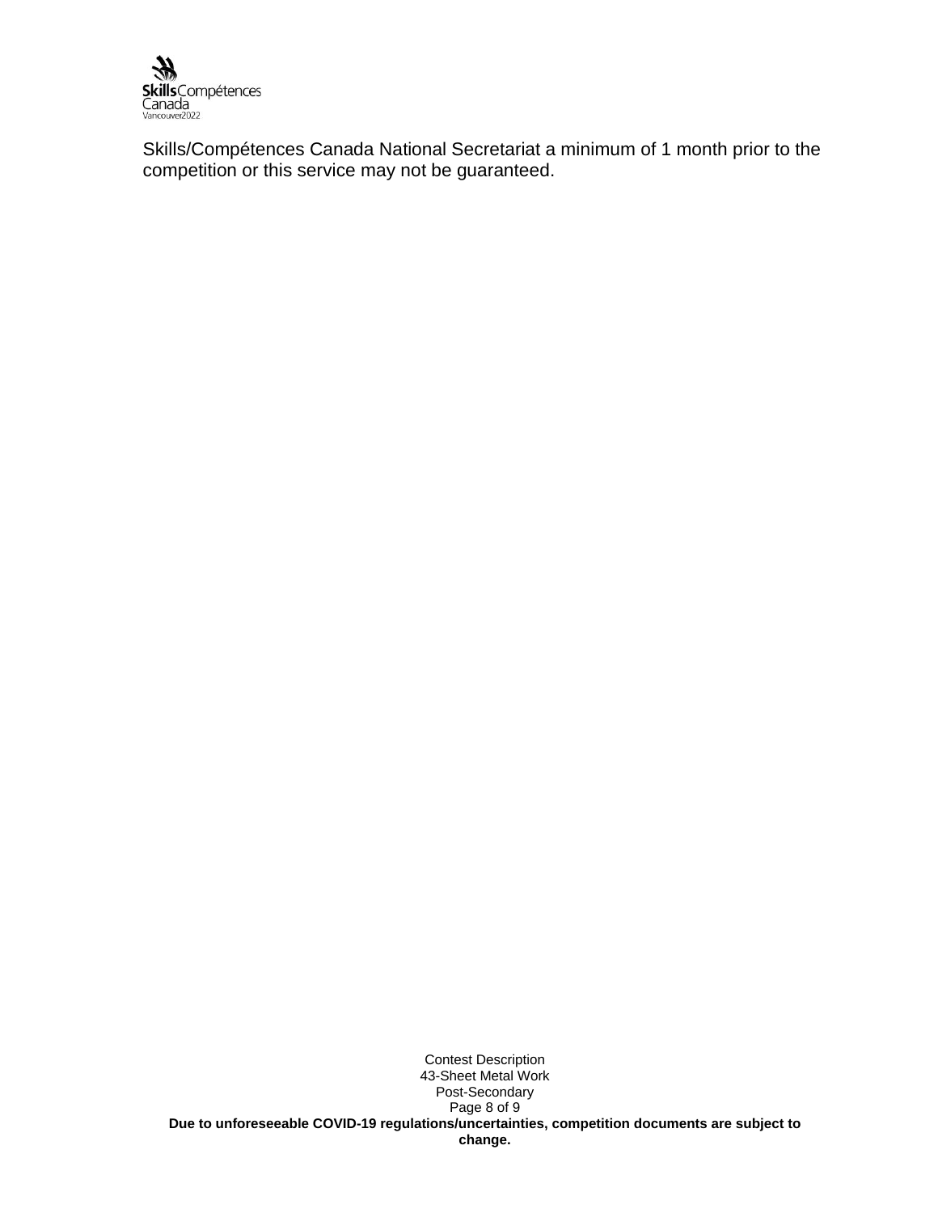Skills/Compétences Canada National Secretariat a minimum of 1 month prior to the competition or this service may not be guaranteed.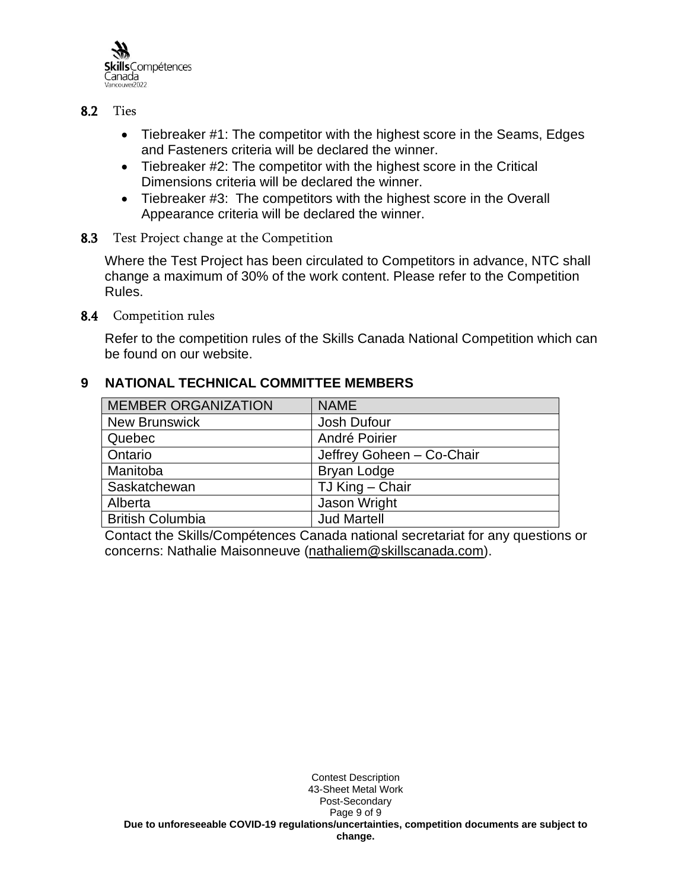### 8.2 Ties

- Tiebreaker #1: The competitor with the highest score in the Seams, Edges and Fasteners criteria will be declared the winner.
- Tiebreaker #2: The competitor with the highest score in the Critical Dimensions criteria will be declared the winner.
- Tiebreaker #3: The competitors with the highest score in the Overall Appearance criteria will be declared the winner.

### 8.3 Test Project change at the Competition

Where the Test Project has been circulated to Competitors in advance, NTC shall change a maximum of 30% of the work content. Please refer to the Competition Rules.

### 8.4 Competition rules

Refer to the competition rules of the Skills Canada National Competition which can be found on our website.

## 9 NATIONAL TECHNICAL COMMITTEE MEMBERS

| MEMBER ORGANIZATION | NAME |
|---|---|
| New Brunswick | Josh Dufour |
| Quebec | André Poirier |
| Ontario | Jeffrey Goheen – Co-Chair |
| Manitoba | Bryan Lodge |
| Saskatchewan | TJ King – Chair |
| Alberta | Jason Wright |
| British Columbia | Jud Martell |

Contact the Skills/Compétences Canada national secretariat for any questions or concerns: Nathalie Maisonneuve (nathaliem@skillscanada.com).